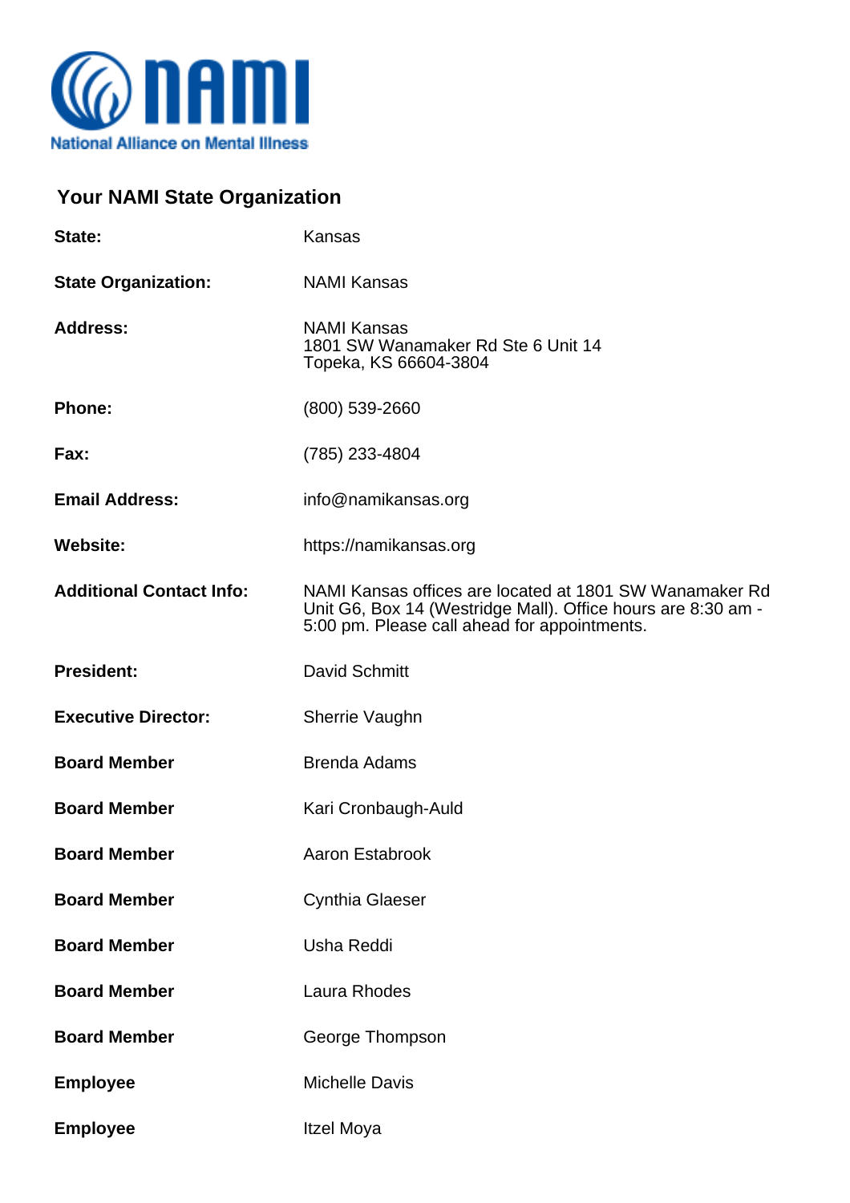## Your NAMI State Organization

| | |
|---|---|
| **State:** | Kansas |
| **State Organization:** | NAMI Kansas |
| **Address:** | NAMI Kansas<br>1801 SW Wanamaker Rd Ste 6 Unit 14<br>Topeka, KS 66604-3804 |
| **Phone:** | (800) 539-2660 |
| **Fax:** | (785) 233-4804 |
| **Email Address:** | info@namikansas.org |
| **Website:** | https://namikansas.org |
| **Additional Contact Info:** | NAMI Kansas offices are located at 1801 SW Wanamaker Rd Unit G6, Box 14 (Westridge Mall). Office hours are 8:30 am - 5:00 pm. Please call ahead for appointments. |
| **President:** | David Schmitt |
| **Executive Director:** | Sherrie Vaughn |
| **Board Member** | Brenda Adams |
| **Board Member** | Kari Cronbaugh-Auld |
| **Board Member** | Aaron Estabrook |
| **Board Member** | Cynthia Glaeser |
| **Board Member** | Usha Reddi |
| **Board Member** | Laura Rhodes |
| **Board Member** | George Thompson |
| **Employee** | Michelle Davis |
| **Employee** | Itzel Moya |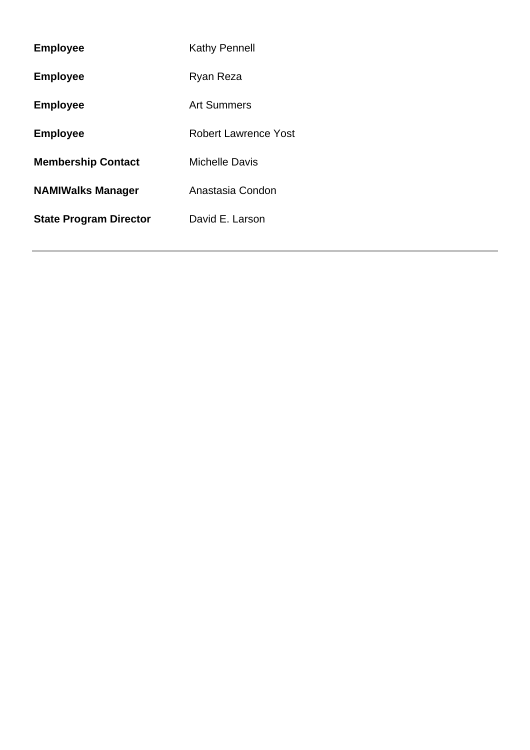| | |
|---|---|
| **Employee** | Kathy Pennell |
| **Employee** | Ryan Reza |
| **Employee** | Art Summers |
| **Employee** | Robert Lawrence Yost |
| **Membership Contact** | Michelle Davis |
| **NAMIWalks Manager** | Anastasia Condon |
| **State Program Director** | David E. Larson |

---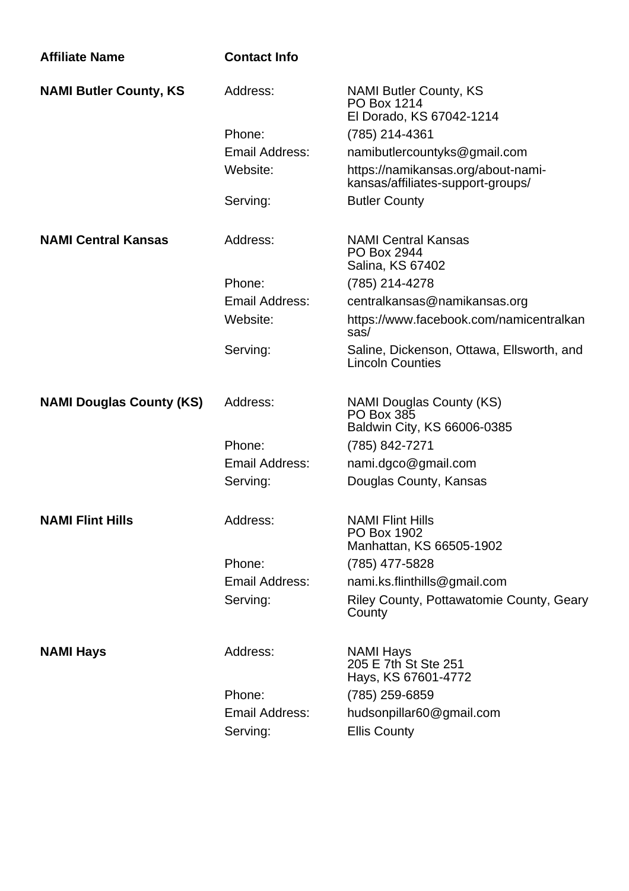| Affiliate Name | Contact Info | |
|---|---|---|
| **NAMI Butler County, KS** | Address: | NAMI Butler County, KS<br>PO Box 1214<br>El Dorado, KS 67042-1214 |
| | Phone: | (785) 214-4361 |
| | Email Address: | namibutlercountyks@gmail.com |
| | Website: | https://namikansas.org/about-nami-kansas/affiliates-support-groups/ |
| | Serving: | Butler County |
| **NAMI Central Kansas** | Address: | NAMI Central Kansas<br>PO Box 2944<br>Salina, KS 67402 |
| | Phone: | (785) 214-4278 |
| | Email Address: | centralkansas@namikansas.org |
| | Website: | https://www.facebook.com/namicentralkansas/ |
| | Serving: | Saline, Dickenson, Ottawa, Ellsworth, and Lincoln Counties |
| **NAMI Douglas County (KS)** | Address: | NAMI Douglas County (KS)<br>PO Box 385<br>Baldwin City, KS 66006-0385 |
| | Phone: | (785) 842-7271 |
| | Email Address: | nami.dgco@gmail.com |
| | Serving: | Douglas County, Kansas |
| **NAMI Flint Hills** | Address: | NAMI Flint Hills<br>PO Box 1902<br>Manhattan, KS 66505-1902 |
| | Phone: | (785) 477-5828 |
| | Email Address: | nami.ks.flinthills@gmail.com |
| | Serving: | Riley County, Pottawatomie County, Geary County |
| **NAMI Hays** | Address: | NAMI Hays<br>205 E 7th St Ste 251<br>Hays, KS 67601-4772 |
| | Phone: | (785) 259-6859 |
| | Email Address: | hudsonpillar60@gmail.com |
| | Serving: | Ellis County |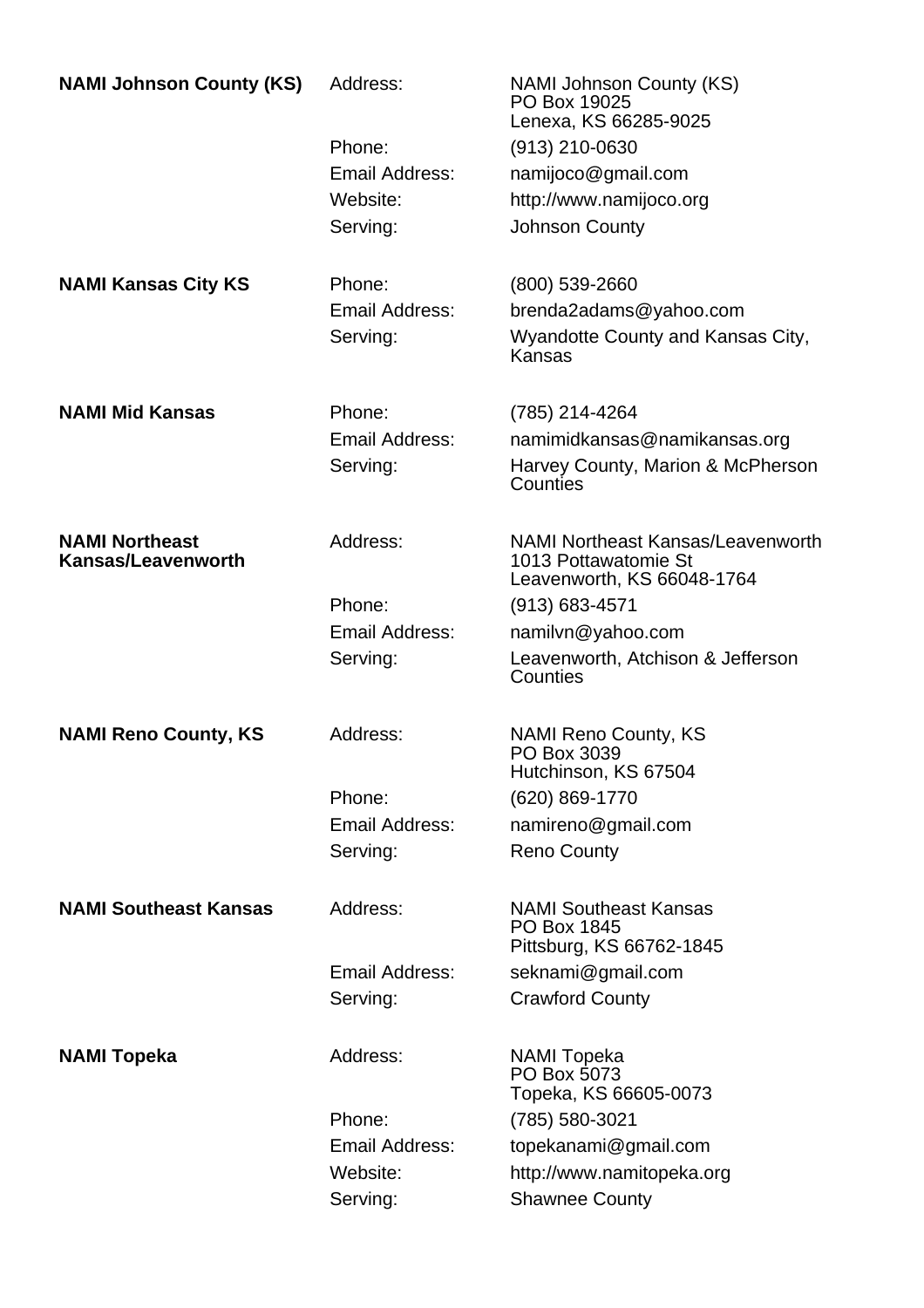**NAMI Johnson County (KS)**

| | |
|---|---|
| Address: | NAMI Johnson County (KS)<br>PO Box 19025<br>Lenexa, KS 66285-9025 |
| Phone: | (913) 210-0630 |
| Email Address: | namijoco@gmail.com |
| Website: | http://www.namijoco.org |
| Serving: | Johnson County |

**NAMI Kansas City KS**

| | |
|---|---|
| Phone: | (800) 539-2660 |
| Email Address: | brenda2adams@yahoo.com |
| Serving: | Wyandotte County and Kansas City, Kansas |

**NAMI Mid Kansas**

| | |
|---|---|
| Phone: | (785) 214-4264 |
| Email Address: | namimidkansas@namikansas.org |
| Serving: | Harvey County, Marion & McPherson Counties |

**NAMI Northeast Kansas/Leavenworth**

| | |
|---|---|
| Address: | NAMI Northeast Kansas/Leavenworth<br>1013 Pottawatomie St<br>Leavenworth, KS 66048-1764 |
| Phone: | (913) 683-4571 |
| Email Address: | namilvn@yahoo.com |
| Serving: | Leavenworth, Atchison & Jefferson Counties |

**NAMI Reno County, KS**

| | |
|---|---|
| Address: | NAMI Reno County, KS<br>PO Box 3039<br>Hutchinson, KS 67504 |
| Phone: | (620) 869-1770 |
| Email Address: | namireno@gmail.com |
| Serving: | Reno County |

**NAMI Southeast Kansas**

| | |
|---|---|
| Address: | NAMI Southeast Kansas<br>PO Box 1845<br>Pittsburg, KS 66762-1845 |
| Email Address: | seknami@gmail.com |
| Serving: | Crawford County |

**NAMI Topeka**

| | |
|---|---|
| Address: | NAMI Topeka<br>PO Box 5073<br>Topeka, KS 66605-0073 |
| Phone: | (785) 580-3021 |
| Email Address: | topekanami@gmail.com |
| Website: | http://www.namitopeka.org |
| Serving: | Shawnee County |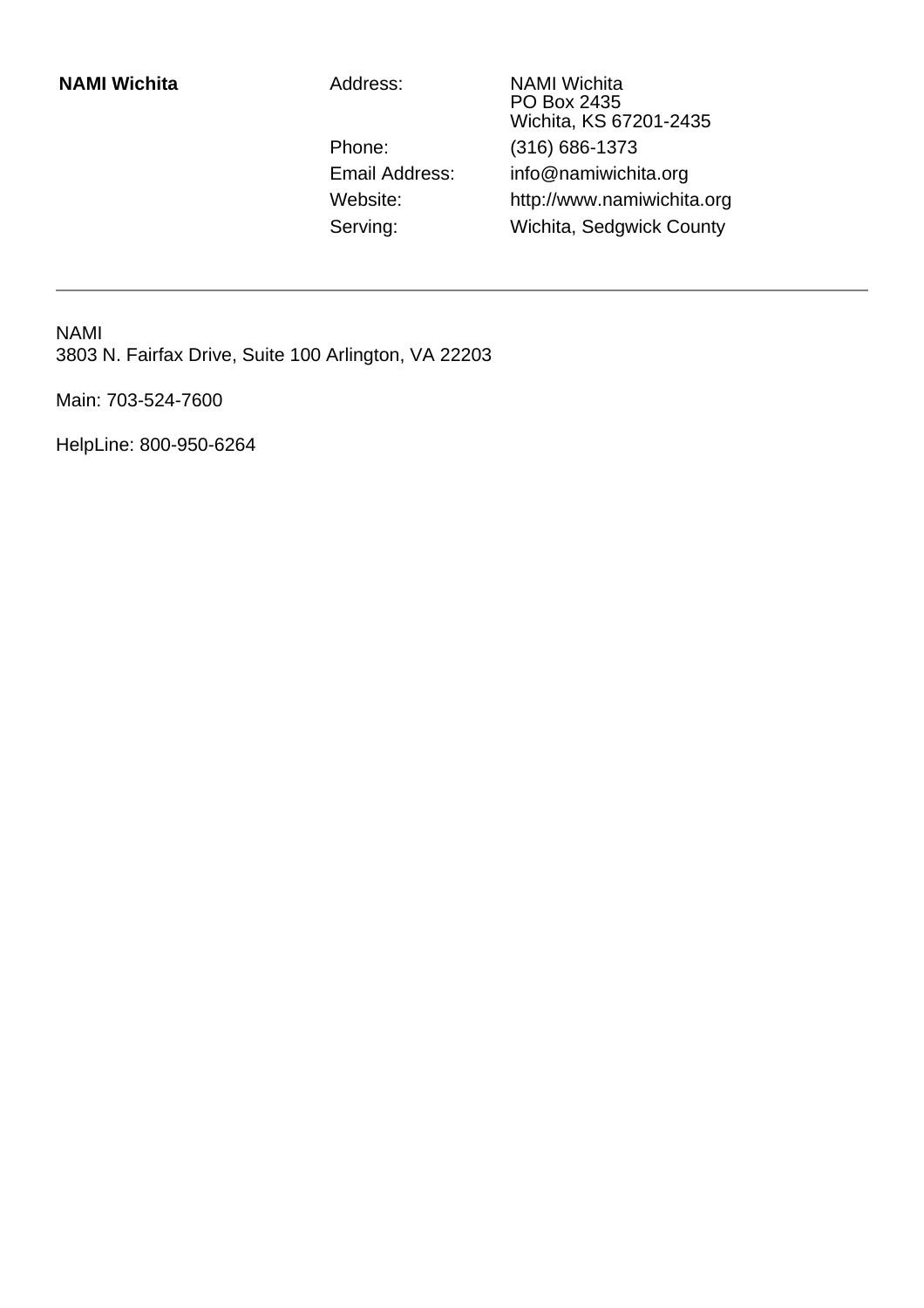| | | |
|---|---|---|
| **NAMI Wichita** | Address: | NAMI Wichita<br>PO Box 2435<br>Wichita, KS 67201-2435 |
| | Phone: | (316) 686-1373 |
| | Email Address: | info@namiwichita.org |
| | Website: | http://www.namiwichita.org |
| | Serving: | Wichita, Sedgwick County |

---

NAMI
3803 N. Fairfax Drive, Suite 100 Arlington, VA 22203

Main: 703-524-7600

HelpLine: 800-950-6264